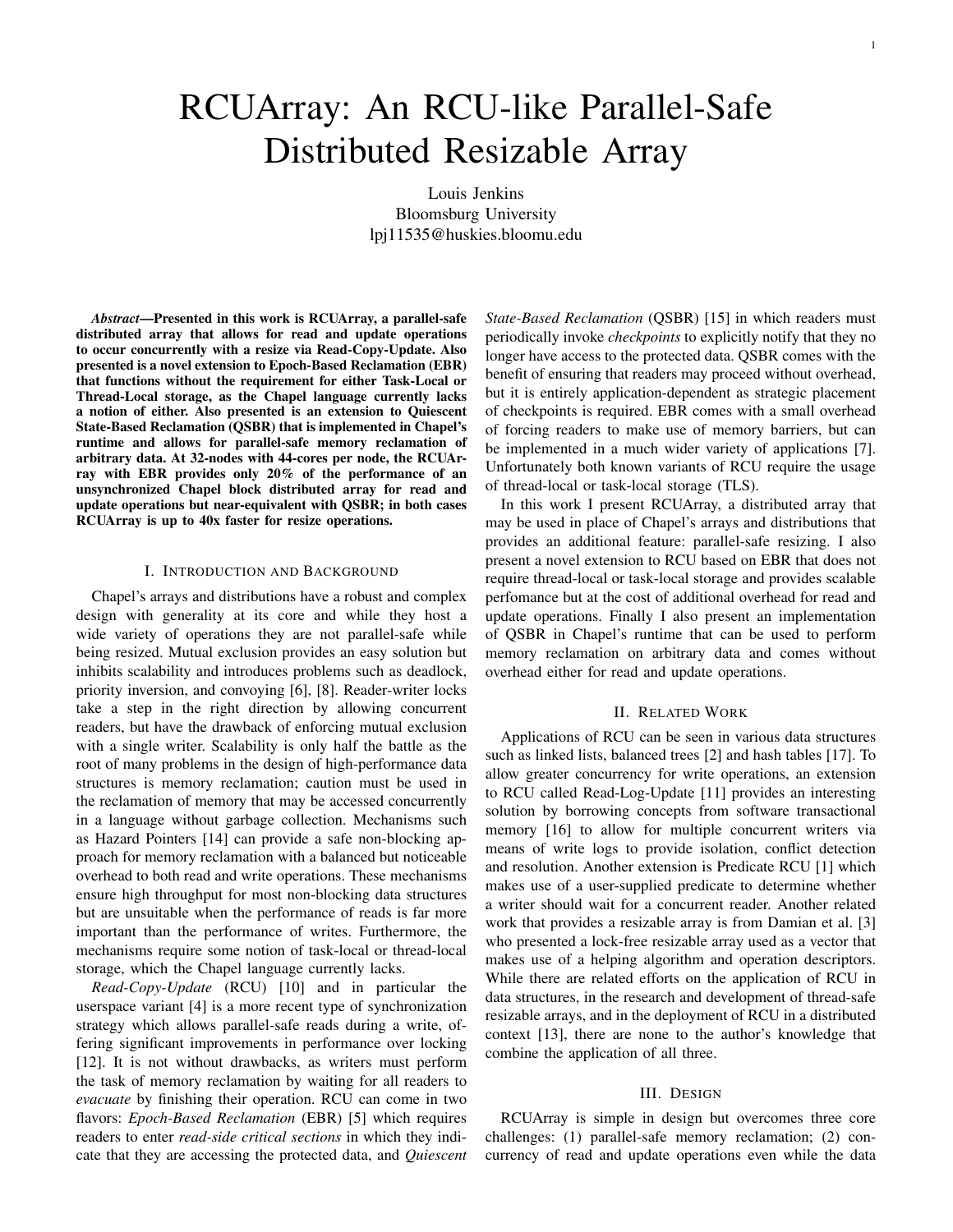# RCUArray: An RCU-like Parallel-Safe Distributed Resizable Array

Louis Jenkins
Bloomsburg University
lpj11535@huskies.bloomu.edu

***Abstract*—Presented in this work is RCUArray, a parallel-safe distributed array that allows for read and update operations to occur concurrently with a resize via Read-Copy-Update. Also presented is a novel extension to Epoch-Based Reclamation (EBR) that functions without the requirement for either Task-Local or Thread-Local storage, as the Chapel language currently lacks a notion of either. Also presented is an extension to Quiescent State-Based Reclamation (QSBR) that is implemented in Chapel's runtime and allows for parallel-safe memory reclamation of arbitrary data. At 32-nodes with 44-cores per node, the RCUArray with EBR provides only 20% of the performance of an unsynchronized Chapel block distributed array for read and update operations but near-equivalent with QSBR; in both cases RCUArray is up to 40x faster for resize operations.**

## I. Introduction and Background

Chapel's arrays and distributions have a robust and complex design with generality at its core and while they host a wide variety of operations they are not parallel-safe while being resized. Mutual exclusion provides an easy solution but inhibits scalability and introduces problems such as deadlock, priority inversion, and convoying [6], [8]. Reader-writer locks take a step in the right direction by allowing concurrent readers, but have the drawback of enforcing mutual exclusion with a single writer. Scalability is only half the battle as the root of many problems in the design of high-performance data structures is memory reclamation; caution must be used in the reclamation of memory that may be accessed concurrently in a language without garbage collection. Mechanisms such as Hazard Pointers [14] can provide a safe non-blocking approach for memory reclamation with a balanced but noticeable overhead to both read and write operations. These mechanisms ensure high throughput for most non-blocking data structures but are unsuitable when the performance of reads is far more important than the performance of writes. Furthermore, the mechanisms require some notion of task-local or thread-local storage, which the Chapel language currently lacks.

*Read-Copy-Update* (RCU) [10] and in particular the userspace variant [4] is a more recent type of synchronization strategy which allows parallel-safe reads during a write, offering significant improvements in performance over locking [12]. It is not without drawbacks, as writers must perform the task of memory reclamation by waiting for all readers to *evacuate* by finishing their operation. RCU can come in two flavors: *Epoch-Based Reclamation* (EBR) [5] which requires readers to enter *read-side critical sections* in which they indicate that they are accessing the protected data, and *Quiescent State-Based Reclamation* (QSBR) [15] in which readers must periodically invoke *checkpoints* to explicitly notify that they no longer have access to the protected data. QSBR comes with the benefit of ensuring that readers may proceed without overhead, but it is entirely application-dependent as strategic placement of checkpoints is required. EBR comes with a small overhead of forcing readers to make use of memory barriers, but can be implemented in a much wider variety of applications [7]. Unfortunately both known variants of RCU require the usage of thread-local or task-local storage (TLS).

In this work I present RCUArray, a distributed array that may be used in place of Chapel's arrays and distributions that provides an additional feature: parallel-safe resizing. I also present a novel extension to RCU based on EBR that does not require thread-local or task-local storage and provides scalable perfomance but at the cost of additional overhead for read and update operations. Finally I also present an implementation of QSBR in Chapel's runtime that can be used to perform memory reclamation on arbitrary data and comes without overhead either for read and update operations.

## II. Related Work

Applications of RCU can be seen in various data structures such as linked lists, balanced trees [2] and hash tables [17]. To allow greater concurrency for write operations, an extension to RCU called Read-Log-Update [11] provides an interesting solution by borrowing concepts from software transactional memory [16] to allow for multiple concurrent writers via means of write logs to provide isolation, conflict detection and resolution. Another extension is Predicate RCU [1] which makes use of a user-supplied predicate to determine whether a writer should wait for a concurrent reader. Another related work that provides a resizable array is from Damian et al. [3] who presented a lock-free resizable array used as a vector that makes use of a helping algorithm and operation descriptors. While there are related efforts on the application of RCU in data structures, in the research and development of thread-safe resizable arrays, and in the deployment of RCU in a distributed context [13], there are none to the author's knowledge that combine the application of all three.

## III. Design

RCUArray is simple in design but overcomes three core challenges: (1) parallel-safe memory reclamation; (2) concurrency of read and update operations even while the data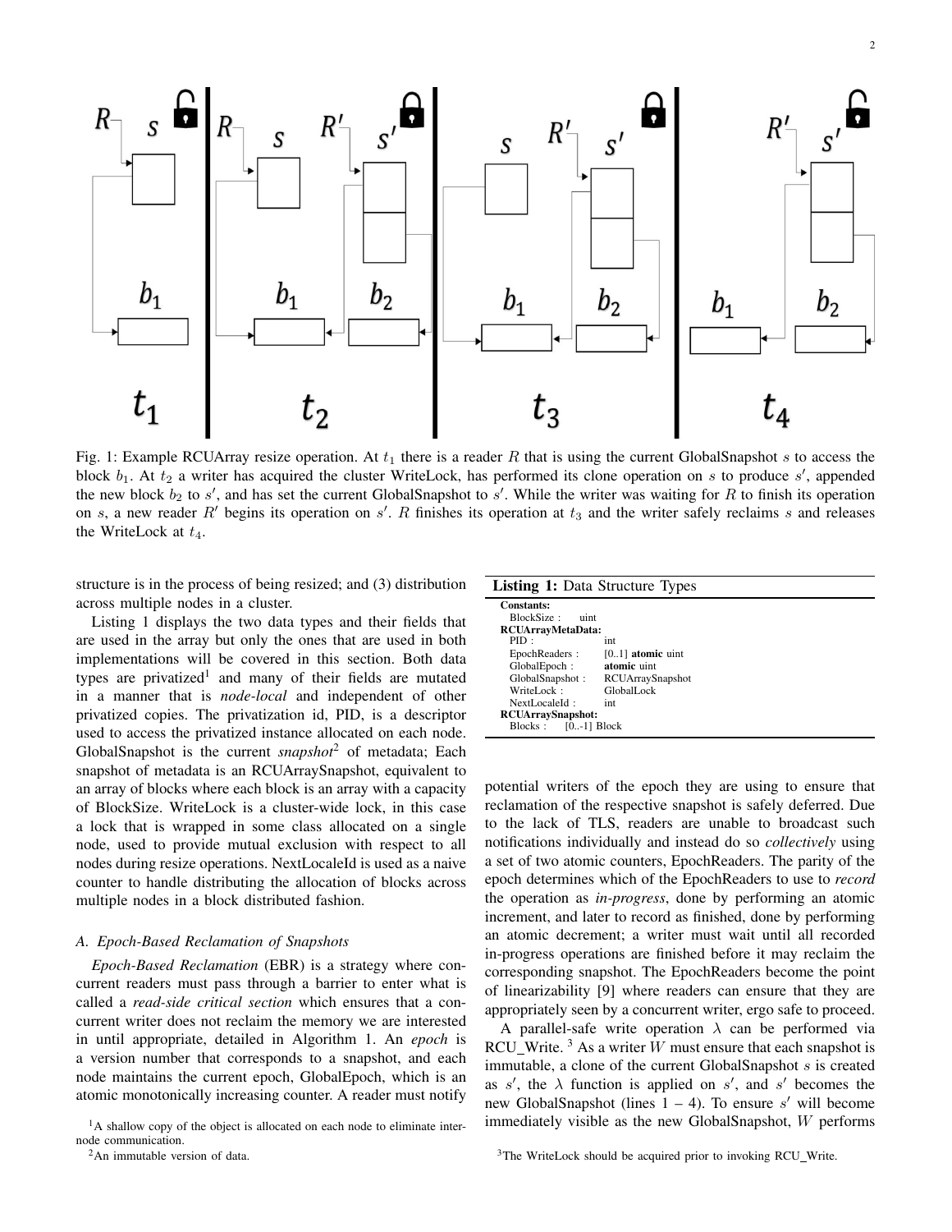Fig. 1: Example RCUArray resize operation. At $t_1$ there is a reader $R$ that is using the current GlobalSnapshot $s$ to access the block $b_1$. At $t_2$ a writer has acquired the cluster WriteLock, has performed its clone operation on $s$ to produce $s'$, appended the new block $b_2$ to $s'$, and has set the current GlobalSnapshot to $s'$. While the writer was waiting for $R$ to finish its operation on $s$, a new reader $R'$ begins its operation on $s'$. $R$ finishes its operation at $t_3$ and the writer safely reclaims $s$ and releases the WriteLock at $t_4$.

structure is in the process of being resized; and (3) distribution across multiple nodes in a cluster.

Listing 1 displays the two data types and their fields that are used in the array but only the ones that are used in both implementations will be covered in this section. Both data types are privatized[1] and many of their fields are mutated in a manner that is *node-local* and independent of other privatized copies. The privatization id, PID, is a descriptor used to access the privatized instance allocated on each node. GlobalSnapshot is the current *snapshot*[2] of metadata; Each snapshot of metadata is an RCUArraySnapshot, equivalent to an array of blocks where each block is an array with a capacity of BlockSize. WriteLock is a cluster-wide lock, in this case a lock that is wrapped in some class allocated on a single node, used to provide mutual exclusion with respect to all nodes during resize operations. NextLocaleId is used as a naive counter to handle distributing the allocation of blocks across multiple nodes in a block distributed fashion.

**Listing 1:** Data Structure Types

```
Constants:
  BlockSize :     uint
RCUArrayMetaData:
  PID :               int
  EpochReaders :      [0..1] atomic uint
  GlobalEpoch :       atomic uint
  GlobalSnapshot :    RCUArraySnapshot
  WriteLock :         GlobalLock
  NextLocaleId :      int
RCUArraySnapshot:
  Blocks :    [0..-1] Block
```

### A. Epoch-Based Reclamation of Snapshots

*Epoch-Based Reclamation* (EBR) is a strategy where concurrent readers must pass through a barrier to enter what is called a *read-side critical section* which ensures that a concurrent writer does not reclaim the memory we are interested in until appropriate, detailed in Algorithm 1. An *epoch* is a version number that corresponds to a snapshot, and each node maintains the current epoch, GlobalEpoch, which is an atomic monotonically increasing counter. A reader must notify potential writers of the epoch they are using to ensure that reclamation of the respective snapshot is safely deferred. Due to the lack of TLS, readers are unable to broadcast such notifications individually and instead do so *collectively* using a set of two atomic counters, EpochReaders. The parity of the epoch determines which of the EpochReaders to use to *record* the operation as *in-progress*, done by performing an atomic increment, and later to record as finished, done by performing an atomic decrement; a writer must wait until all recorded in-progress operations are finished before it may reclaim the corresponding snapshot. The EpochReaders become the point of linearizability [9] where readers can ensure that they are appropriately seen by a concurrent writer, ergo safe to proceed.

A parallel-safe write operation $\lambda$ can be performed via RCU_Write. [3] As a writer $W$ must ensure that each snapshot is immutable, a clone of the current GlobalSnapshot $s$ is created as $s'$, the $\lambda$ function is applied on $s'$, and $s'$ becomes the new GlobalSnapshot (lines 1 – 4). To ensure $s'$ will become immediately visible as the new GlobalSnapshot, $W$ performs

[1] A shallow copy of the object is allocated on each node to eliminate inter-node communication.

[2] An immutable version of data.

[3] The WriteLock should be acquired prior to invoking RCU_Write.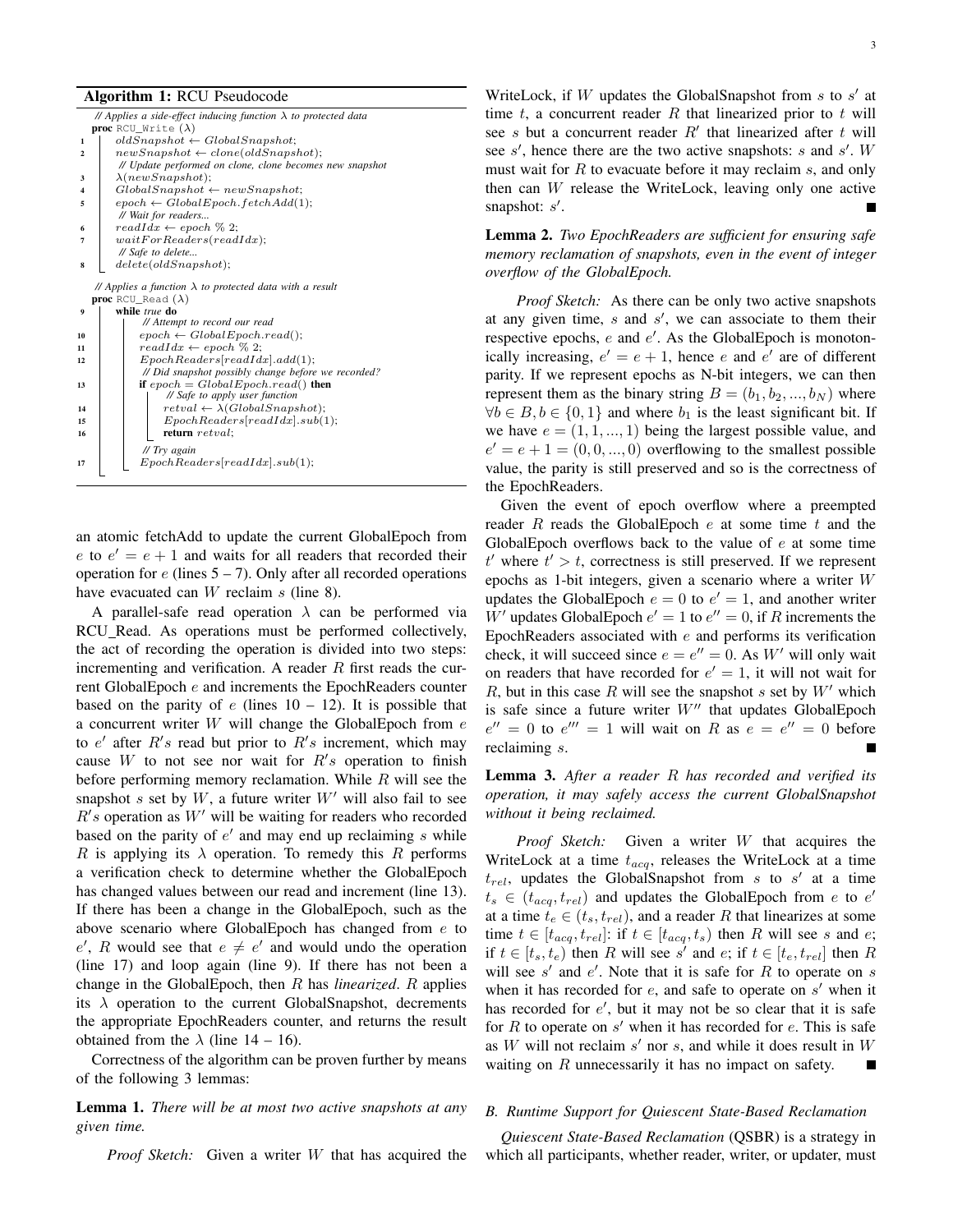**Algorithm 1:** RCU Pseudocode

```
    // Applies a side-effect inducing function λ to protected data
    proc RCU_Write (λ)
1       oldSnapshot ← GlobalSnapshot;
2       newSnapshot ← clone(oldSnapshot);
        // Update performed on clone, clone becomes new snapshot
3       λ(newSnapshot);
4       GlobalSnapshot ← newSnapshot;
5       epoch ← GlobalEpoch.fetchAdd(1);
        // Wait for readers...
6       readIdx ← epoch % 2;
7       waitForReaders(readIdx);
        // Safe to delete...
8       delete(oldSnapshot);

    // Applies a function λ to protected data with a result
    proc RCU_Read (λ)
9       while true do
            // Attempt to record our read
10          epoch ← GlobalEpoch.read();
11          readIdx ← epoch % 2;
12          EpochReaders[readIdx].add(1);
            // Did snapshot possibly change before we recorded?
13          if epoch = GlobalEpoch.read() then
                // Safe to apply user function
14              retval ← λ(GlobalSnapshot);
15              EpochReaders[readIdx].sub(1);
16              return retval;
            // Try again
17          EpochReaders[readIdx].sub(1);
```

an atomic fetchAdd to update the current GlobalEpoch from $e$ to $e' = e + 1$ and waits for all readers that recorded their operation for $e$ (lines 5 – 7). Only after all recorded operations have evacuated can $W$ reclaim $s$ (line 8).

A parallel-safe read operation $\lambda$ can be performed via RCU_Read. As operations must be performed collectively, the act of recording the operation is divided into two steps: incrementing and verification. A reader $R$ first reads the current GlobalEpoch $e$ and increments the EpochReaders counter based on the parity of $e$ (lines 10 – 12). It is possible that a concurrent writer $W$ will change the GlobalEpoch from $e$ to $e'$ after $R's$ read but prior to $R's$ increment, which may cause $W$ to not see nor wait for $R's$ operation to finish before performing memory reclamation. While $R$ will see the snapshot $s$ set by $W$, a future writer $W'$ will also fail to see $R's$ operation as $W'$ will be waiting for readers who recorded based on the parity of $e'$ and may end up reclaiming $s$ while $R$ is applying its $\lambda$ operation. To remedy this $R$ performs a verification check to determine whether the GlobalEpoch has changed values between our read and increment (line 13). If there has been a change in the GlobalEpoch, such as the above scenario where GlobalEpoch has changed from $e$ to $e'$, $R$ would see that $e \neq e'$ and would undo the operation (line 17) and loop again (line 9). If there has not been a change in the GlobalEpoch, then $R$ has *linearized*. $R$ applies its $\lambda$ operation to the current GlobalSnapshot, decrements the appropriate EpochReaders counter, and returns the result obtained from the $\lambda$ (line 14 – 16).

Correctness of the algorithm can be proven further by means of the following 3 lemmas:

**Lemma 1.** *There will be at most two active snapshots at any given time.*

*Proof Sketch:* Given a writer $W$ that has acquired the WriteLock, if $W$ updates the GlobalSnapshot from $s$ to $s'$ at time $t$, a concurrent reader $R$ that linearized prior to $t$ will see $s$ but a concurrent reader $R'$ that linearized after $t$ will see $s'$, hence there are the two active snapshots: $s$ and $s'$. $W$ must wait for $R$ to evacuate before it may reclaim $s$, and only then can $W$ release the WriteLock, leaving only one active snapshot: $s'$. ∎

**Lemma 2.** *Two EpochReaders are sufficient for ensuring safe memory reclamation of snapshots, even in the event of integer overflow of the GlobalEpoch.*

*Proof Sketch:* As there can be only two active snapshots at any given time, $s$ and $s'$, we can associate to them their respective epochs, $e$ and $e'$. As the GlobalEpoch is monotonically increasing, $e' = e + 1$, hence $e$ and $e'$ are of different parity. If we represent epochs as N-bit integers, we can then represent them as the binary string $B = (b_1, b_2, ..., b_N)$ where $\forall b \in B, b \in \{0, 1\}$ and where $b_1$ is the least significant bit. If we have $e = (1, 1, ..., 1)$ being the largest possible value, and $e' = e + 1 = (0, 0, ..., 0)$ overflowing to the smallest possible value, the parity is still preserved and so is the correctness of the EpochReaders.

Given the event of epoch overflow where a preempted reader $R$ reads the GlobalEpoch $e$ at some time $t$ and the GlobalEpoch overflows back to the value of $e$ at some time $t'$ where $t' > t$, correctness is still preserved. If we represent epochs as 1-bit integers, given a scenario where a writer $W$ updates the GlobalEpoch $e = 0$ to $e' = 1$, and another writer $W'$ updates GlobalEpoch $e' = 1$ to $e'' = 0$, if $R$ increments the EpochReaders associated with $e$ and performs its verification check, it will succeed since $e = e'' = 0$. As $W'$ will only wait on readers that have recorded for $e' = 1$, it will not wait for $R$, but in this case $R$ will see the snapshot $s$ set by $W'$ which is safe since a future writer $W''$ that updates GlobalEpoch $e'' = 0$ to $e''' = 1$ will wait on $R$ as $e = e'' = 0$ before reclaiming $s$. ∎

**Lemma 3.** *After a reader $R$ has recorded and verified its operation, it may safely access the current GlobalSnapshot without it being reclaimed.*

*Proof Sketch:* Given a writer $W$ that acquires the WriteLock at a time $t_{acq}$, releases the WriteLock at a time $t_{rel}$, updates the GlobalSnapshot from $s$ to $s'$ at a time $t_s \in (t_{acq}, t_{rel})$ and updates the GlobalEpoch from $e$ to $e'$ at a time $t_e \in (t_s, t_{rel})$, and a reader $R$ that linearizes at some time $t \in [t_{acq}, t_{rel}]$: if $t \in [t_{acq}, t_s)$ then $R$ will see $s$ and $e$; if $t \in [t_s, t_e)$ then $R$ will see $s'$ and $e$; if $t \in [t_e, t_{rel}]$ then $R$ will see $s'$ and $e'$. Note that it is safe for $R$ to operate on $s$ when it has recorded for $e$, and safe to operate on $s'$ when it has recorded for $e'$, but it may not be so clear that it is safe for $R$ to operate on $s'$ when it has recorded for $e$. This is safe as $W$ will not reclaim $s'$ nor $s$, and while it does result in $W$ waiting on $R$ unnecessarily it has no impact on safety. ∎

### B. Runtime Support for Quiescent State-Based Reclamation

*Quiescent State-Based Reclamation* (QSBR) is a strategy in which all participants, whether reader, writer, or updater, must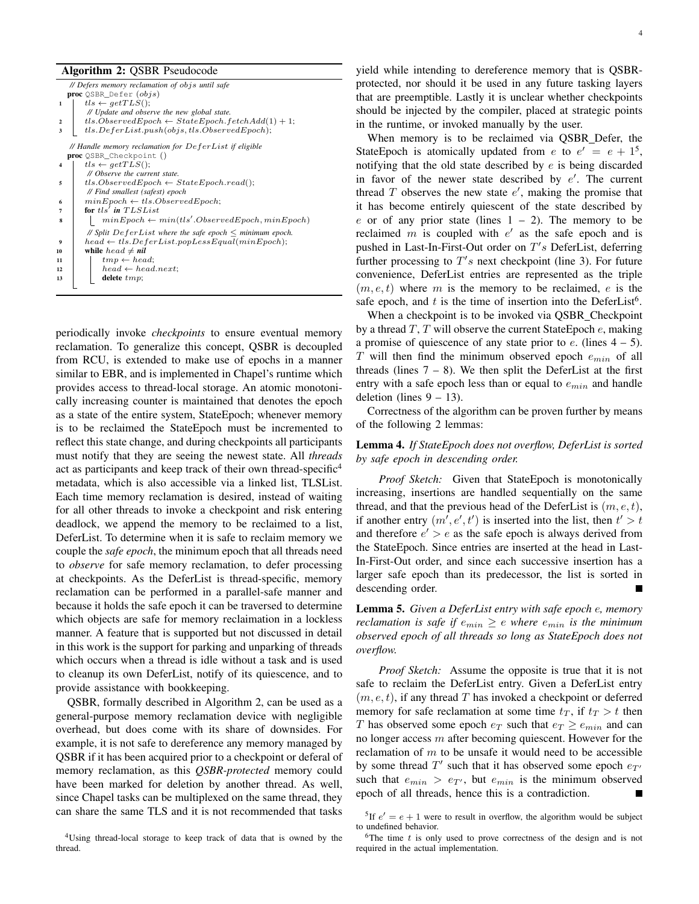**Algorithm 2:** QSBR Pseudocode

```
   // Defers memory reclamation of objs until safe
   proc QSBR_Defer (objs)
1  |  tls ← getTLS();
   |  // Update and observe the new global state.
2  |  tls.ObservedEpoch ← StateEpoch.fetchAdd(1) + 1;
3  |  tls.DeferList.push(objs, tls.ObservedEpoch);

   // Handle memory reclamation for DeferList if eligible
   proc QSBR_Checkpoint ()
4  |  tls ← getTLS();
   |  // Observe the current state.
5  |  tls.ObservedEpoch ← StateEpoch.read();
   |  // Find smallest (safest) epoch
6  |  minEpoch ← tls.ObservedEpoch;
7  |  for tls' in TLSList
8  |  |  minEpoch ← min(tls'.ObservedEpoch, minEpoch)
   |  // Split DeferList where the safe epoch ≤ minimum epoch.
9  |  head ← tls.DeferList.popLessEqual(minEpoch);
10 |  while head ≠ nil
11 |  |  tmp ← head;
12 |  |  head ← head.next;
13 |  |  delete tmp;
```

periodically invoke *checkpoints* to ensure eventual memory reclamation. To generalize this concept, QSBR is decoupled from RCU, is extended to make use of epochs in a manner similar to EBR, and is implemented in Chapel's runtime which provides access to thread-local storage. An atomic monotonically increasing counter is maintained that denotes the epoch as a state of the entire system, StateEpoch; whenever memory is to be reclaimed the StateEpoch must be incremented to reflect this state change, and during checkpoints all participants must notify that they are seeing the newest state. All *threads* act as participants and keep track of their own thread-specific[4] metadata, which is also accessible via a linked list, TLSList. Each time memory reclamation is desired, instead of waiting for all other threads to invoke a checkpoint and risk entering deadlock, we append the memory to be reclaimed to a list, DeferList. To determine when it is safe to reclaim memory we couple the *safe epoch*, the minimum epoch that all threads need to *observe* for safe memory reclamation, to defer processing at checkpoints. As the DeferList is thread-specific, memory reclamation can be performed in a parallel-safe manner and because it holds the safe epoch it can be traversed to determine which objects are safe for memory reclaimation in a lockless manner. A feature that is supported but not discussed in detail in this work is the support for parking and unparking of threads which occurs when a thread is idle without a task and is used to cleanup its own DeferList, notify of its quiescence, and to provide assistance with bookkeeping.

QSBR, formally described in Algorithm 2, can be used as a general-purpose memory reclamation device with negligible overhead, but does come with its share of downsides. For example, it is not safe to dereference any memory managed by QSBR if it has been acquired prior to a checkpoint or deferal of memory reclamation, as this *QSBR-protected* memory could have been marked for deletion by another thread. As well, since Chapel tasks can be multiplexed on the same thread, they can share the same TLS and it is not recommended that tasks yield while intending to dereference memory that is QSBR-protected, nor should it be used in any future tasking layers that are preemptible. Lastly it is unclear whether checkpoints should be injected by the compiler, placed at strategic points in the runtime, or invoked manually by the user.

When memory is to be reclaimed via QSBR_Defer, the StateEpoch is atomically updated from $e$ to $e' = e + 1$[5], notifying that the old state described by $e$ is being discarded in favor of the newer state described by $e'$. The current thread $T$ observes the new state $e'$, making the promise that it has become entirely quiescent of the state described by $e$ or of any prior state (lines 1 – 2). The memory to be reclaimed $m$ is coupled with $e'$ as the safe epoch and is pushed in Last-In-First-Out order on $T'$s DeferList, deferring further processing to $T'$s next checkpoint (line 3). For future convenience, DeferList entries are represented as the triple $(m, e, t)$ where $m$ is the memory to be reclaimed, $e$ is the safe epoch, and $t$ is the time of insertion into the DeferList[6].

When a checkpoint is to be invoked via QSBR_Checkpoint by a thread $T$, $T$ will observe the current StateEpoch $e$, making a promise of quiescence of any state prior to $e$. (lines 4 – 5). $T$ will then find the minimum observed epoch $e_{min}$ of all threads (lines 7 – 8). We then split the DeferList at the first entry with a safe epoch less than or equal to $e_{min}$ and handle deletion (lines 9 – 13).

Correctness of the algorithm can be proven further by means of the following 2 lemmas:

**Lemma 4.** *If StateEpoch does not overflow, DeferList is sorted by safe epoch in descending order.*

*Proof Sketch:* Given that StateEpoch is monotonically increasing, insertions are handled sequentially on the same thread, and that the previous head of the DeferList is $(m, e, t)$, if another entry $(m', e', t')$ is inserted into the list, then $t' > t$ and therefore $e' > e$ as the safe epoch is always derived from the StateEpoch. Since entries are inserted at the head in Last-In-First-Out order, and since each successive insertion has a larger safe epoch than its predecessor, the list is sorted in descending order. ∎

**Lemma 5.** *Given a DeferList entry with safe epoch $e$, memory reclamation is safe if $e_{min} \geq e$ where $e_{min}$ is the minimum observed epoch of all threads so long as StateEpoch does not overflow.*

*Proof Sketch:* Assume the opposite is true that it is not safe to reclaim the DeferList entry. Given a DeferList entry $(m, e, t)$, if any thread $T$ has invoked a checkpoint or deferred memory for safe reclamation at some time $t_T$, if $t_T > t$ then $T$ has observed some epoch $e_T$ such that $e_T \geq e_{min}$ and can no longer access $m$ after becoming quiescent. However for the reclamation of $m$ to be unsafe it would need to be accessible by some thread $T'$ such that it has observed some epoch $e_{T'}$ such that $e_{min} > e_{T'}$, but $e_{min}$ is the minimum observed epoch of all threads, hence this is a contradiction. ∎

[4] Using thread-local storage to keep track of data that is owned by the thread.

[5] If $e' = e + 1$ were to result in overflow, the algorithm would be subject to undefined behavior.

[6] The time $t$ is only used to prove correctness of the design and is not required in the actual implementation.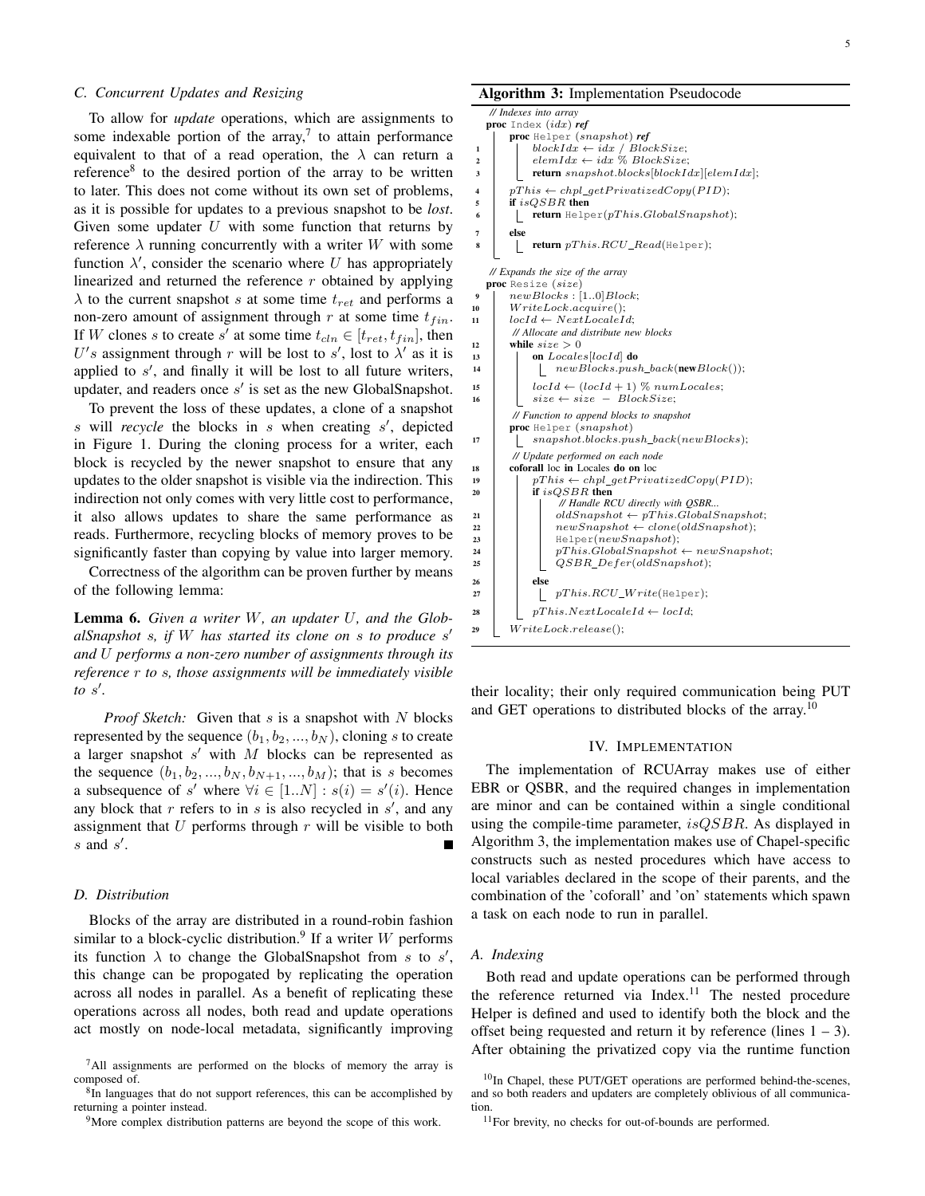### C. Concurrent Updates and Resizing

To allow for *update* operations, which are assignments to some indexable portion of the array,[7] to attain performance equivalent to that of a read operation, the $\lambda$ can return a reference[8] to the desired portion of the array to be written to later. This does not come without its own set of problems, as it is possible for updates to a previous snapshot to be *lost*. Given some updater $U$ with some function that returns by reference $\lambda$ running concurrently with a writer $W$ with some function $\lambda'$, consider the scenario where $U$ has appropriately linearized and returned the reference $r$ obtained by applying $\lambda$ to the current snapshot $s$ at some time $t_{ret}$ and performs a non-zero amount of assignment through $r$ at some time $t_{fin}$. If $W$ clones $s$ to create $s'$ at some time $t_{cln} \in [t_{ret}, t_{fin}]$, then $U's$ assignment through $r$ will be lost to $s'$, lost to $\lambda'$ as it is applied to $s'$, and finally it will be lost to all future writers, updater, and readers once $s'$ is set as the new GlobalSnapshot.

To prevent the loss of these updates, a clone of a snapshot $s$ will *recycle* the blocks in $s$ when creating $s'$, depicted in Figure 1. During the cloning process for a writer, each block is recycled by the newer snapshot to ensure that any updates to the older snapshot is visible via the indirection. This indirection not only comes with very little cost to performance, it also allows updates to share the same performance as reads. Furthermore, recycling blocks of memory proves to be significantly faster than copying by value into larger memory.

Correctness of the algorithm can be proven further by means of the following lemma:

**Lemma 6.** *Given a writer $W$, an updater $U$, and the GlobalSnapshot $s$, if $W$ has started its clone on $s$ to produce $s'$ and $U$ performs a non-zero number of assignments through its reference $r$ to $s$, those assignments will be immediately visible to $s'$.*

*Proof Sketch:* Given that $s$ is a snapshot with $N$ blocks represented by the sequence $(b_1, b_2, ..., b_N)$, cloning $s$ to create a larger snapshot $s'$ with $M$ blocks can be represented as the sequence $(b_1, b_2, ..., b_N, b_{N+1}, ..., b_M)$; that is $s$ becomes a subsequence of $s'$ where $\forall i \in [1..N] : s(i) = s'(i)$. Hence any block that $r$ refers to in $s$ is also recycled in $s'$, and any assignment that $U$ performs through $r$ will be visible to both $s$ and $s'$. ∎

### D. Distribution

Blocks of the array are distributed in a round-robin fashion similar to a block-cyclic distribution.[9] If a writer $W$ performs its function $\lambda$ to change the GlobalSnapshot from $s$ to $s'$, this change can be propogated by replicating the operation across all nodes in parallel. As a benefit of replicating these operations across all nodes, both read and update operations act mostly on node-local metadata, significantly improving their locality; their only required communication being PUT and GET operations to distributed blocks of the array.[10]

[7] All assignments are performed on the blocks of memory the array is composed of.

[8] In languages that do not support references, this can be accomplished by returning a pointer instead.

[9] More complex distribution patterns are beyond the scope of this work.

**Algorithm 3:** Implementation Pseudocode

```
   // Indexes into array
   proc Index (idx) ref
       proc Helper (snapshot) ref
 1         blockIdx ← idx / BlockSize;
 2         elemIdx ← idx % BlockSize;
 3         return snapshot.blocks[blockIdx][elemIdx];
 4     pThis ← chpl_getPrivatizedCopy(PID);
 5     if isQSBR then
 6         return Helper(pThis.GlobalSnapshot);
 7     else
 8         return pThis.RCU_Read(Helper);

   // Expands the size of the array
   proc Resize (size)
 9     newBlocks : [1..0]Block;
10     WriteLock.acquire();
11     locId ← NextLocaleId;
       // Allocate and distribute new blocks
12     while size > 0
13         on Locales[locId] do
14             newBlocks.push_back(new Block());
15         locId ← (locId + 1) % numLocales;
16         size ← size − BlockSize;
       // Function to append blocks to snapshot
       proc Helper (snapshot)
17         snapshot.blocks.push_back(newBlocks);
       // Update performed on each node
18     coforall loc in Locales do on loc
19         pThis ← chpl_getPrivatizedCopy(PID);
20         if isQSBR then
               // Handle RCU directly with QSBR...
21             oldSnapshot ← pThis.GlobalSnapshot;
22             newSnapshot ← clone(oldSnapshot);
23             Helper(newSnapshot);
24             pThis.GlobalSnapshot ← newSnapshot;
25             QSBR_Defer(oldSnapshot);
26         else
27             pThis.RCU_Write(Helper);
28         pThis.NextLocaleId ← locId;
29     WriteLock.release();
```

## IV. Implementation

The implementation of RCUArray makes use of either EBR or QSBR, and the required changes in implementation are minor and can be contained within a single conditional using the compile-time parameter, $isQSBR$. As displayed in Algorithm 3, the implementation makes use of Chapel-specific constructs such as nested procedures which have access to local variables declared in the scope of their parents, and the combination of the 'coforall' and 'on' statements which spawn a task on each node to run in parallel.

### A. Indexing

Both read and update operations can be performed through the reference returned via Index.[11] The nested procedure Helper is defined and used to identify both the block and the offset being requested and return it by reference (lines 1 – 3). After obtaining the privatized copy via the runtime function

[10] In Chapel, these PUT/GET operations are performed behind-the-scenes, and so both readers and updaters are completely oblivious of all communication.

[11] For brevity, no checks for out-of-bounds are performed.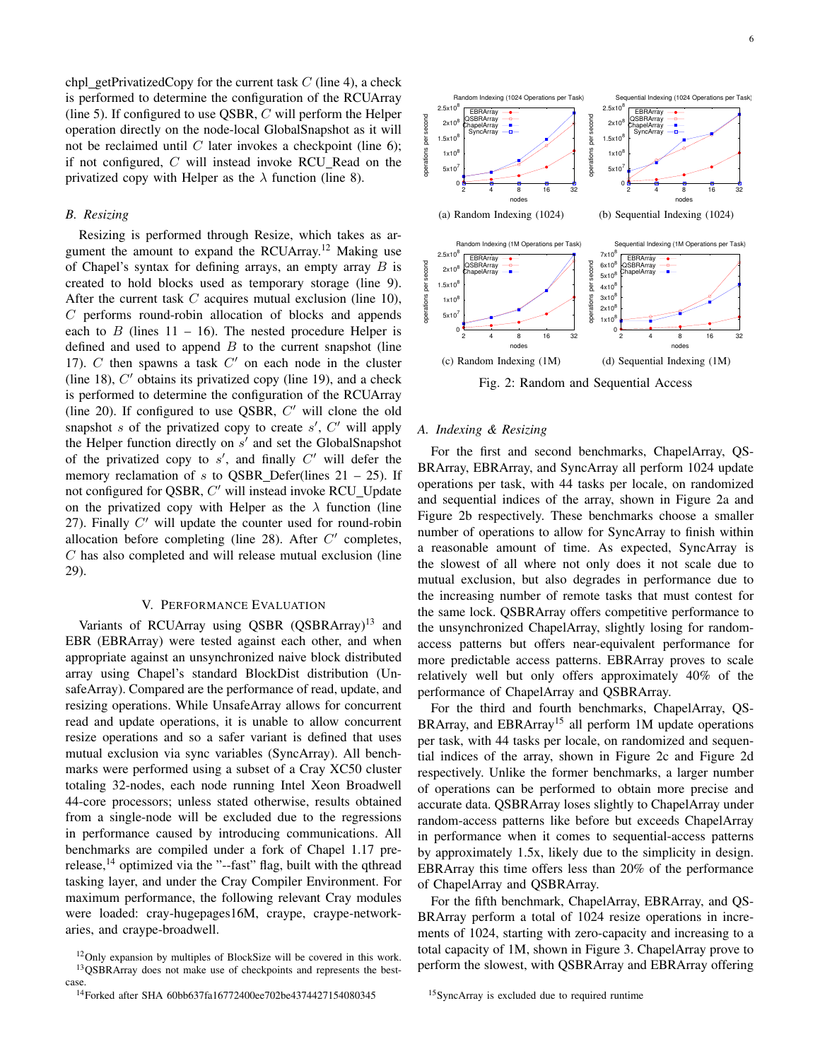chpl_getPrivatizedCopy for the current task $C$ (line 4), a check is performed to determine the configuration of the RCUArray (line 5). If configured to use QSBR, $C$ will perform the Helper operation directly on the node-local GlobalSnapshot as it will not be reclaimed until $C$ later invokes a checkpoint (line 6); if not configured, $C$ will instead invoke RCU_Read on the privatized copy with Helper as the $\lambda$ function (line 8).

### B. Resizing

Resizing is performed through Resize, which takes as argument the amount to expand the RCUArray.[12] Making use of Chapel's syntax for defining arrays, an empty array $B$ is created to hold blocks used as temporary storage (line 9). After the current task $C$ acquires mutual exclusion (line 10), $C$ performs round-robin allocation of blocks and appends each to $B$ (lines 11 – 16). The nested procedure Helper is defined and used to append $B$ to the current snapshot (line 17). $C$ then spawns a task $C'$ on each node in the cluster (line 18), $C'$ obtains its privatized copy (line 19), and a check is performed to determine the configuration of the RCUArray (line 20). If configured to use QSBR, $C'$ will clone the old snapshot $s$ of the privatized copy to create $s'$, $C'$ will apply the Helper function directly on $s'$ and set the GlobalSnapshot of the privatized copy to $s'$, and finally $C'$ will defer the memory reclamation of $s$ to QSBR_Defer(lines 21 – 25). If not configured for QSBR, $C'$ will instead invoke RCU_Update on the privatized copy with Helper as the $\lambda$ function (line 27). Finally $C'$ will update the counter used for round-robin allocation before completing (line 28). After $C'$ completes, $C$ has also completed and will release mutual exclusion (line 29).

## V. Performance Evaluation

Variants of RCUArray using QSBR (QSBRArray)[13] and EBR (EBRArray) were tested against each other, and when appropriate against an unsynchronized naive block distributed array using Chapel's standard BlockDist distribution (UnsafeArray). Compared are the performance of read, update, and resizing operations. While UnsafeArray allows for concurrent read and update operations, it is unable to allow concurrent resize operations and so a safer variant is defined that uses mutual exclusion via sync variables (SyncArray). All benchmarks were performed using a subset of a Cray XC50 cluster totaling 32-nodes, each node running Intel Xeon Broadwell 44-core processors; unless stated otherwise, results obtained from a single-node will be excluded due to the regressions in performance caused by introducing communications. All benchmarks are compiled under a fork of Chapel 1.17 pre-release,[14] optimized via the "--fast" flag, built with the qthread tasking layer, and under the Cray Compiler Environment. For maximum performance, the following relevant Cray modules were loaded: cray-hugepages16M, craype, craype-network-aries, and craype-broadwell.

[12] Only expansion by multiples of BlockSize will be covered in this work.

[13] QSBRArray does not make use of checkpoints and represents the best-case.

[14] Forked after SHA 60bb637fa16772400ee702be4374427154080345

(a) Random Indexing (1024)

(b) Sequential Indexing (1024)

(c) Random Indexing (1M)

(d) Sequential Indexing (1M)

Fig. 2: Random and Sequential Access

### A. Indexing & Resizing

For the first and second benchmarks, ChapelArray, QSBRArray, EBRArray, and SyncArray all perform 1024 update operations per task, with 44 tasks per locale, on randomized and sequential indices of the array, shown in Figure 2a and Figure 2b respectively. These benchmarks choose a smaller number of operations to allow for SyncArray to finish within a reasonable amount of time. As expected, SyncArray is the slowest of all where not only does it not scale due to mutual exclusion, but also degrades in performance due to the increasing number of remote tasks that must contest for the same lock. QSBRArray offers competitive performance to the unsynchronized ChapelArray, slightly losing for random-access patterns but offers near-equivalent performance for more predictable access patterns. EBRArray proves to scale relatively well but only offers approximately 40% of the performance of ChapelArray and QSBRArray.

For the third and fourth benchmarks, ChapelArray, QSBRArray, and EBRArray[15] all perform 1M update operations per task, with 44 tasks per locale, on randomized and sequential indices of the array, shown in Figure 2c and Figure 2d respectively. Unlike the former benchmarks, a larger number of operations can be performed to obtain more precise and accurate data. QSBRArray loses slightly to ChapelArray under random-access patterns like before but exceeds ChapelArray in performance when it comes to sequential-access patterns by approximately 1.5x, likely due to the simplicity in design. EBRArray this time offers less than 20% of the performance of ChapelArray and QSBRArray.

For the fifth benchmark, ChapelArray, EBRArray, and QSBRArray perform a total of 1024 resize operations in increments of 1024, starting with zero-capacity and increasing to a total capacity of 1M, shown in Figure 3. ChapelArray prove to perform the slowest, with QSBRArray and EBRArray offering

[15] SyncArray is excluded due to required runtime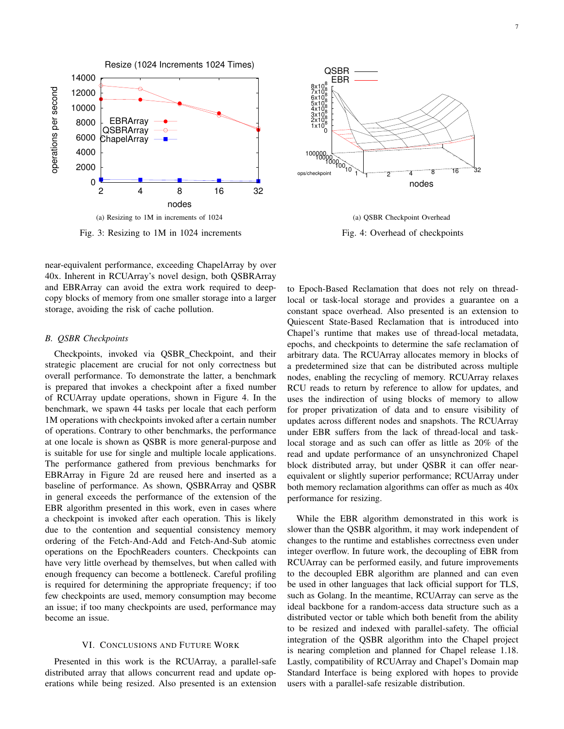(a) Resizing to 1M in increments of 1024

Fig. 3: Resizing to 1M in 1024 increments

(a) QSBR Checkpoint Overhead

Fig. 4: Overhead of checkpoints

near-equivalent performance, exceeding ChapelArray by over 40x. Inherent in RCUArray's novel design, both QSBRArray and EBRArray can avoid the extra work required to deep-copy blocks of memory from one smaller storage into a larger storage, avoiding the risk of cache pollution.

### B. QSBR Checkpoints

Checkpoints, invoked via QSBR_Checkpoint, and their strategic placement are crucial for not only correctness but overall performance. To demonstrate the latter, a benchmark is prepared that invokes a checkpoint after a fixed number of RCUArray update operations, shown in Figure 4. In the benchmark, we spawn 44 tasks per locale that each perform 1M operations with checkpoints invoked after a certain number of operations. Contrary to other benchmarks, the performance at one locale is shown as QSBR is more general-purpose and is suitable for use for single and multiple locale applications. The performance gathered from previous benchmarks for EBRArray in Figure 2d are reused here and inserted as a baseline of performance. As shown, QSBRArray and QSBR in general exceeds the performance of the extension of the EBR algorithm presented in this work, even in cases where a checkpoint is invoked after each operation. This is likely due to the contention and sequential consistency memory ordering of the Fetch-And-Add and Fetch-And-Sub atomic operations on the EpochReaders counters. Checkpoints can have very little overhead by themselves, but when called with enough frequency can become a bottleneck. Careful profiling is required for determining the appropriate frequency; if too few checkpoints are used, memory consumption may become an issue; if too many checkpoints are used, performance may become an issue.

## VI. Conclusions and Future Work

Presented in this work is the RCUArray, a parallel-safe distributed array that allows concurrent read and update operations while being resized. Also presented is an extension to Epoch-Based Reclamation that does not rely on thread-local or task-local storage and provides a guarantee on a constant space overhead. Also presented is an extension to Quiescent State-Based Reclamation that is introduced into Chapel's runtime that makes use of thread-local metadata, epochs, and checkpoints to determine the safe reclamation of arbitrary data. The RCUArray allocates memory in blocks of a predetermined size that can be distributed across multiple nodes, enabling the recycling of memory. RCUArray relaxes RCU reads to return by reference to allow for updates, and uses the indirection of using blocks of memory to allow for proper privatization of data and to ensure visibility of updates across different nodes and snapshots. The RCUArray under EBR suffers from the lack of thread-local and task-local storage and as such can offer as little as 20% of the read and update performance of an unsynchronized Chapel block distributed array, but under QSBR it can offer near-equivalent or slightly superior performance; RCUArray under both memory reclamation algorithms can offer as much as 40x performance for resizing.

While the EBR algorithm demonstrated in this work is slower than the QSBR algorithm, it may work independent of changes to the runtime and establishes correctness even under integer overflow. In future work, the decoupling of EBR from RCUArray can be performed easily, and future improvements to the decoupled EBR algorithm are planned and can even be used in other languages that lack official support for TLS, such as Golang. In the meantime, RCUArray can serve as the ideal backbone for a random-access data structure such as a distributed vector or table which both benefit from the ability to be resized and indexed with parallel-safety. The official integration of the QSBR algorithm into the Chapel project is nearing completion and planned for Chapel release 1.18. Lastly, compatibility of RCUArray and Chapel's Domain map Standard Interface is being explored with hopes to provide users with a parallel-safe resizable distribution.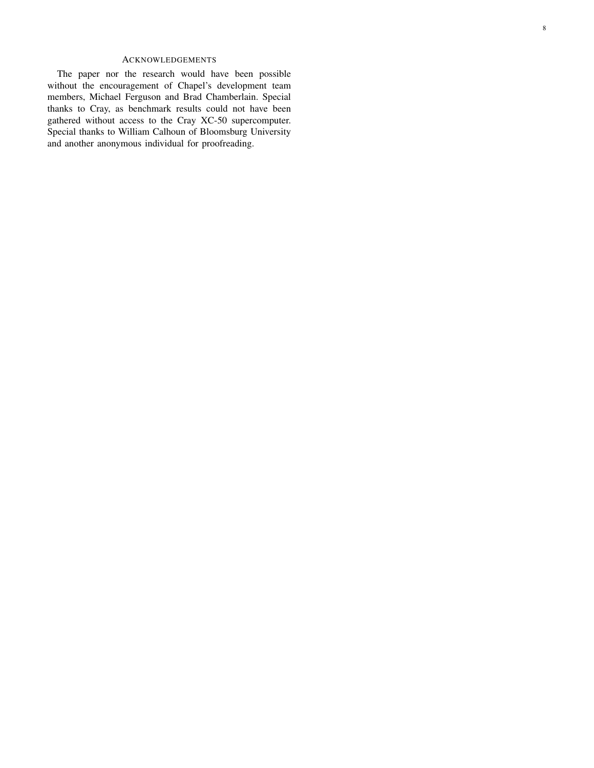## Acknowledgements

The paper nor the research would have been possible without the encouragement of Chapel's development team members, Michael Ferguson and Brad Chamberlain. Special thanks to Cray, as benchmark results could not have been gathered without access to the Cray XC-50 supercomputer. Special thanks to William Calhoun of Bloomsburg University and another anonymous individual for proofreading.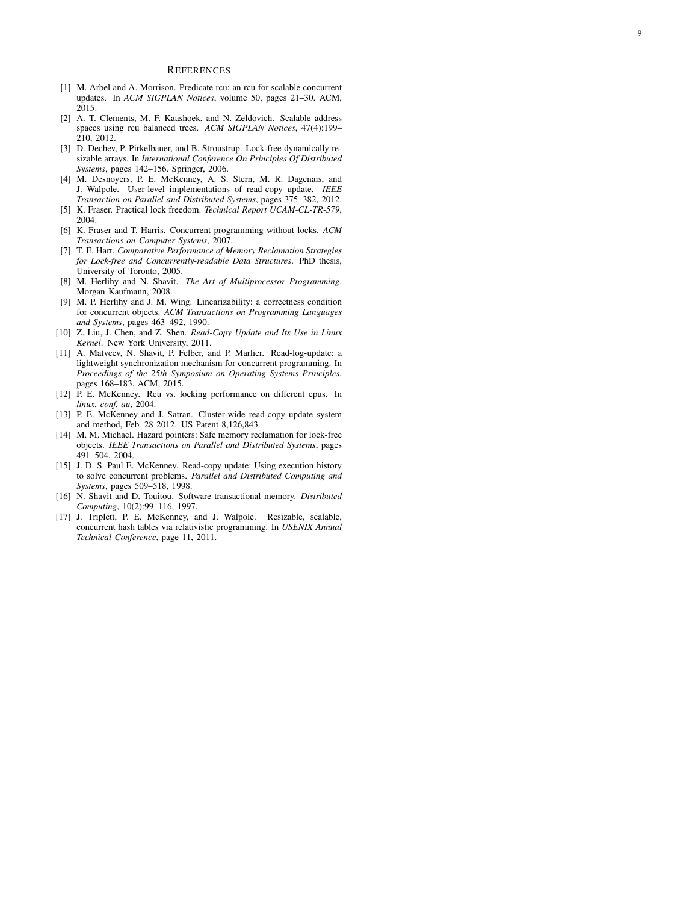# References

[1] M. Arbel and A. Morrison. Predicate rcu: an rcu for scalable concurrent updates. In *ACM SIGPLAN Notices*, volume 50, pages 21–30. ACM, 2015.

[2] A. T. Clements, M. F. Kaashoek, and N. Zeldovich. Scalable address spaces using rcu balanced trees. *ACM SIGPLAN Notices*, 47(4):199–210, 2012.

[3] D. Dechev, P. Pirkelbauer, and B. Stroustrup. Lock-free dynamically resizable arrays. In *International Conference On Principles Of Distributed Systems*, pages 142–156. Springer, 2006.

[4] M. Desnoyers, P. E. McKenney, A. S. Stern, M. R. Dagenais, and J. Walpole. User-level implementations of read-copy update. *IEEE Transaction on Parallel and Distributed Systems*, pages 375–382, 2012.

[5] K. Fraser. Practical lock freedom. *Technical Report UCAM-CL-TR-579*, 2004.

[6] K. Fraser and T. Harris. Concurrent programming without locks. *ACM Transactions on Computer Systems*, 2007.

[7] T. E. Hart. *Comparative Performance of Memory Reclamation Strategies for Lock-free and Concurrently-readable Data Structures*. PhD thesis, University of Toronto, 2005.

[8] M. Herlihy and N. Shavit. *The Art of Multiprocessor Programming*. Morgan Kaufmann, 2008.

[9] M. P. Herlihy and J. M. Wing. Linearizability: a correctness condition for concurrent objects. *ACM Transactions on Programming Languages and Systems*, pages 463–492, 1990.

[10] Z. Liu, J. Chen, and Z. Shen. *Read-Copy Update and Its Use in Linux Kernel*. New York University, 2011.

[11] A. Matveev, N. Shavit, P. Felber, and P. Marlier. Read-log-update: a lightweight synchronization mechanism for concurrent programming. In *Proceedings of the 25th Symposium on Operating Systems Principles*, pages 168–183. ACM, 2015.

[12] P. E. McKenney. Rcu vs. locking performance on different cpus. In *linux. conf. au*, 2004.

[13] P. E. McKenney and J. Satran. Cluster-wide read-copy update system and method, Feb. 28 2012. US Patent 8,126,843.

[14] M. M. Michael. Hazard pointers: Safe memory reclamation for lock-free objects. *IEEE Transactions on Parallel and Distributed Systems*, pages 491–504, 2004.

[15] J. D. S. Paul E. McKenney. Read-copy update: Using execution history to solve concurrent problems. *Parallel and Distributed Computing and Systems*, pages 509–518, 1998.

[16] N. Shavit and D. Touitou. Software transactional memory. *Distributed Computing*, 10(2):99–116, 1997.

[17] J. Triplett, P. E. McKenney, and J. Walpole. Resizable, scalable, concurrent hash tables via relativistic programming. In *USENIX Annual Technical Conference*, page 11, 2011.